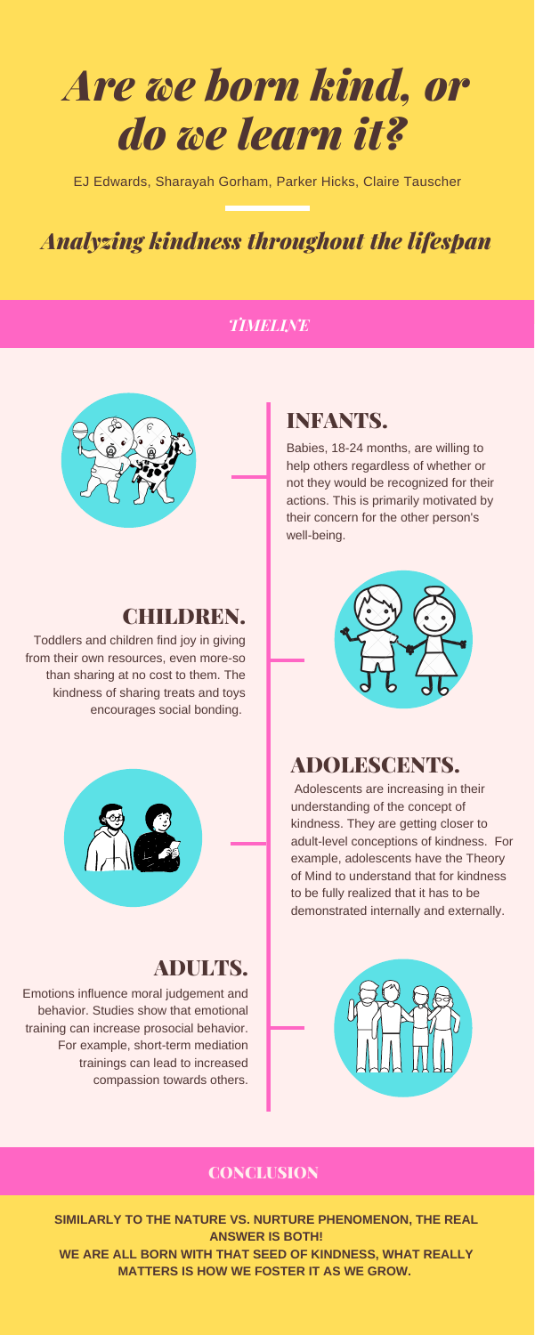# *Are we born kind, or do we learn it?*

EJ Edwards, Sharayah Gorham, Parker Hicks, Claire Tauscher

## *Analyzing kindness throughout the lifespan*

### *TIMELINE*

### INFANTS.

Babies, 18-24 months, are willing to help others regardless of whether or not they would be recognized for their actions. This is primarily motivated by their concern for the other person's well-being.

### CHILDREN.

Toddlers and children find joy in giving from their own resources, even more-so than sharing at no cost to them. The kindness of sharing treats and toys encourages social bonding.

### ADOLESCENTS.

Adolescents are increasing in their understanding of the concept of kindness. They are getting closer to adult-level conceptions of kindness. For example, adolescents have the Theory of Mind to understand that for kindness to be fully realized that it has to be demonstrated internally and externally.

### ADULTS.

Emotions influence moral judgement and behavior. Studies show that emotional training can increase prosocial behavior. For example, short-term mediation trainings can lead to increased compassion towards others.

### CONCLUSION

**SIMILARLY TO THE NATURE VS. NURTURE PHENOMENON, THE REAL ANSWER IS BOTH!**
**WE ARE ALL BORN WITH THAT SEED OF KINDNESS, WHAT REALLY MATTERS IS HOW WE FOSTER IT AS WE GROW.**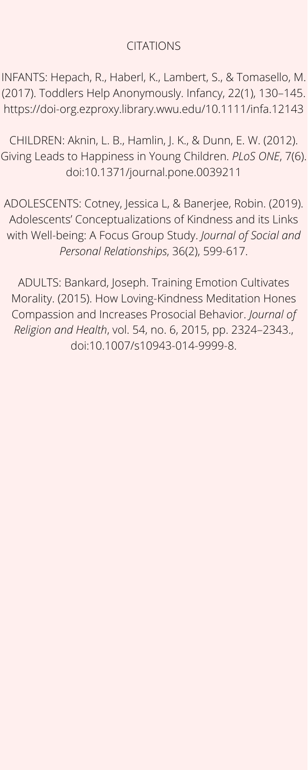# CITATIONS

INFANTS: Hepach, R., Haberl, K., Lambert, S., & Tomasello, M. (2017). Toddlers Help Anonymously. Infancy, 22(1), 130–145. https://doi-org.ezproxy.library.wwu.edu/10.1111/infa.12143

CHILDREN: Aknin, L. B., Hamlin, J. K., & Dunn, E. W. (2012). Giving Leads to Happiness in Young Children. *PLoS ONE*, 7(6). doi:10.1371/journal.pone.0039211

ADOLESCENTS: Cotney, Jessica L, & Banerjee, Robin. (2019). Adolescents' Conceptualizations of Kindness and its Links with Well-being: A Focus Group Study. *Journal of Social and Personal Relationships*, 36(2), 599-617.

ADULTS: Bankard, Joseph. Training Emotion Cultivates Morality. (2015). How Loving-Kindness Meditation Hones Compassion and Increases Prosocial Behavior. *Journal of Religion and Health*, vol. 54, no. 6, 2015, pp. 2324–2343., doi:10.1007/s10943-014-9999-8.